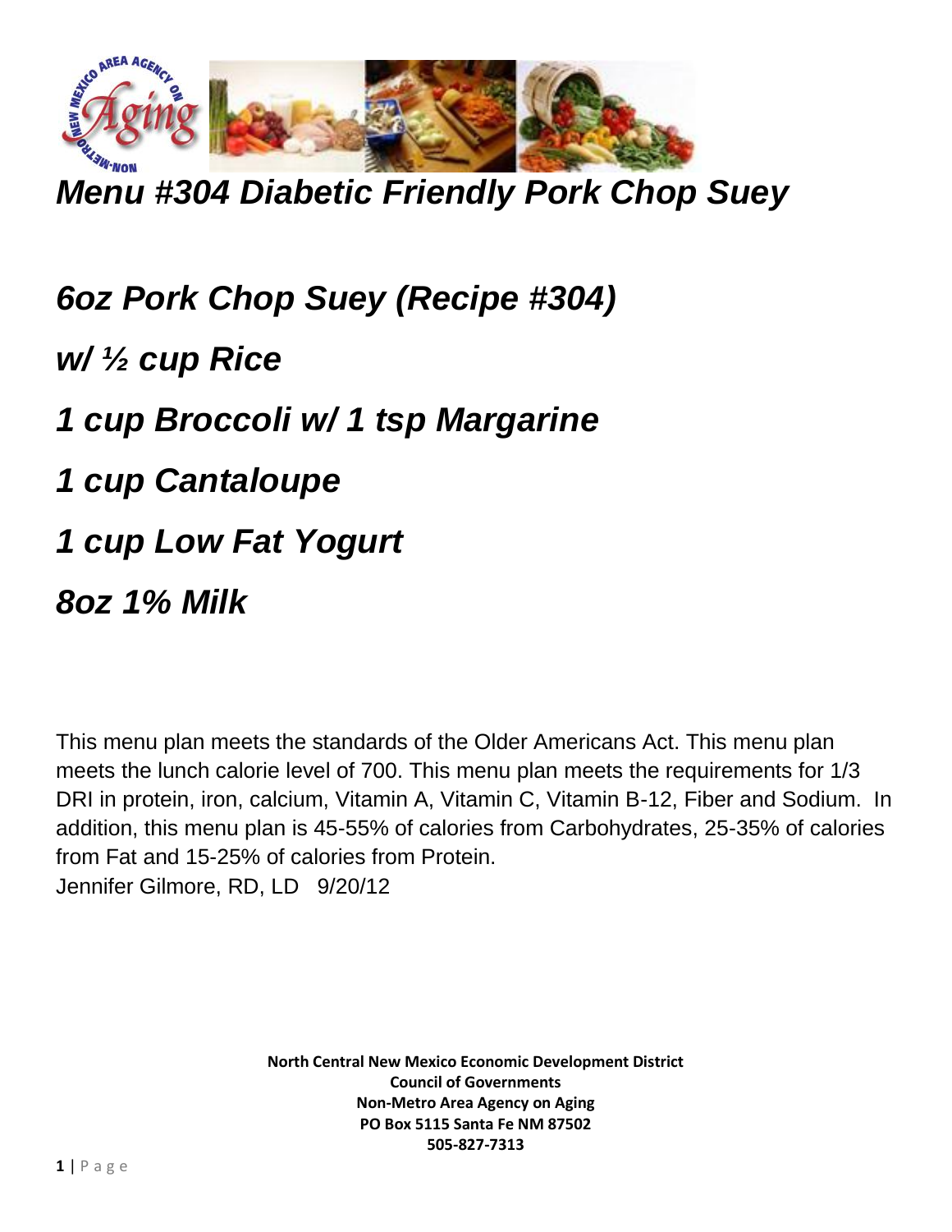# *Menu #304 Diabetic Friendly Pork Chop Suey*

***6oz Pork Chop Suey (Recipe #304)***

***w/ ½ cup Rice***

***1 cup Broccoli w/ 1 tsp Margarine***

***1 cup Cantaloupe***

***1 cup Low Fat Yogurt***

***8oz 1% Milk***

This menu plan meets the standards of the Older Americans Act. This menu plan meets the lunch calorie level of 700. This menu plan meets the requirements for 1/3 DRI in protein, iron, calcium, Vitamin A, Vitamin C, Vitamin B-12, Fiber and Sodium. In addition, this menu plan is 45-55% of calories from Carbohydrates, 25-35% of calories from Fat and 15-25% of calories from Protein.
Jennifer Gilmore, RD, LD 9/20/12

**North Central New Mexico Economic Development District**
**Council of Governments**
**Non-Metro Area Agency on Aging**
**PO Box 5115 Santa Fe NM 87502**
**505-827-7313**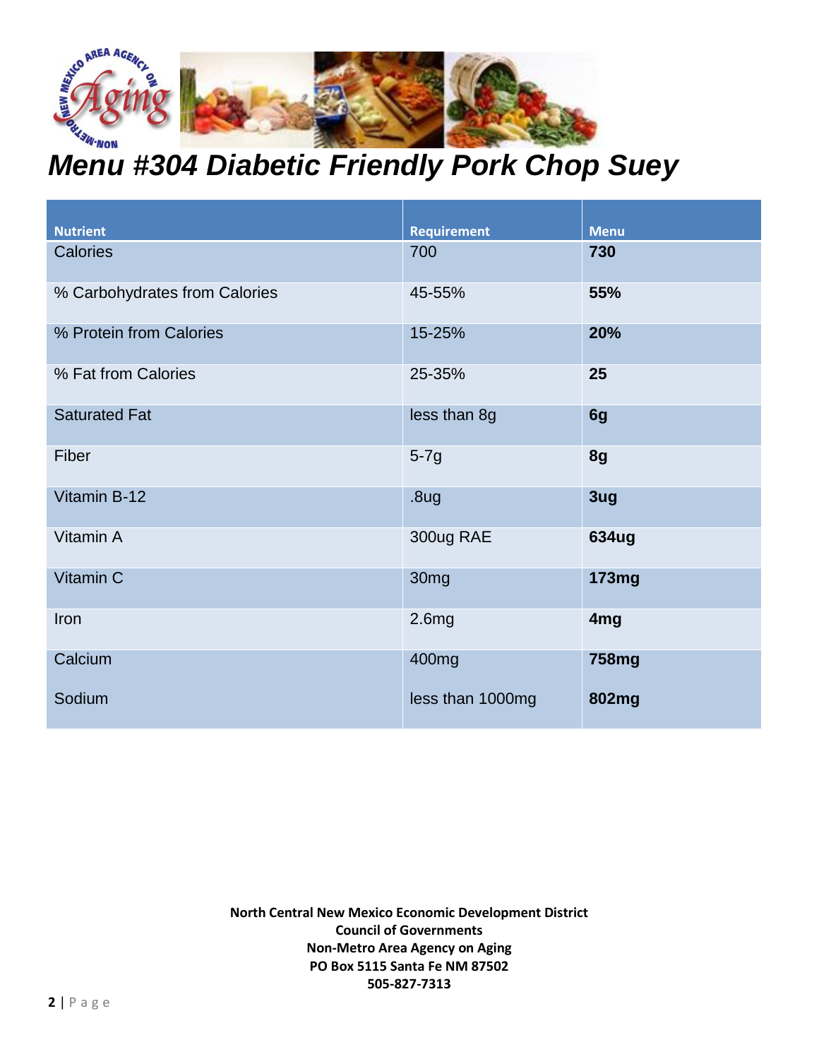# Menu #304 Diabetic Friendly Pork Chop Suey

| Nutrient | Requirement | Menu |
|---|---|---|
| Calories | 700 | **730** |
| % Carbohydrates from Calories | 45-55% | **55%** |
| % Protein from Calories | 15-25% | **20%** |
| % Fat from Calories | 25-35% | **25** |
| Saturated Fat | less than 8g | **6g** |
| Fiber | 5-7g | **8g** |
| Vitamin B-12 | .8ug | **3ug** |
| Vitamin A | 300ug RAE | **634ug** |
| Vitamin C | 30mg | **173mg** |
| Iron | 2.6mg | **4mg** |
| Calcium | 400mg | **758mg** |
| Sodium | less than 1000mg | **802mg** |

**North Central New Mexico Economic Development District**
**Council of Governments**
**Non-Metro Area Agency on Aging**
**PO Box 5115 Santa Fe NM 87502**
**505-827-7313**